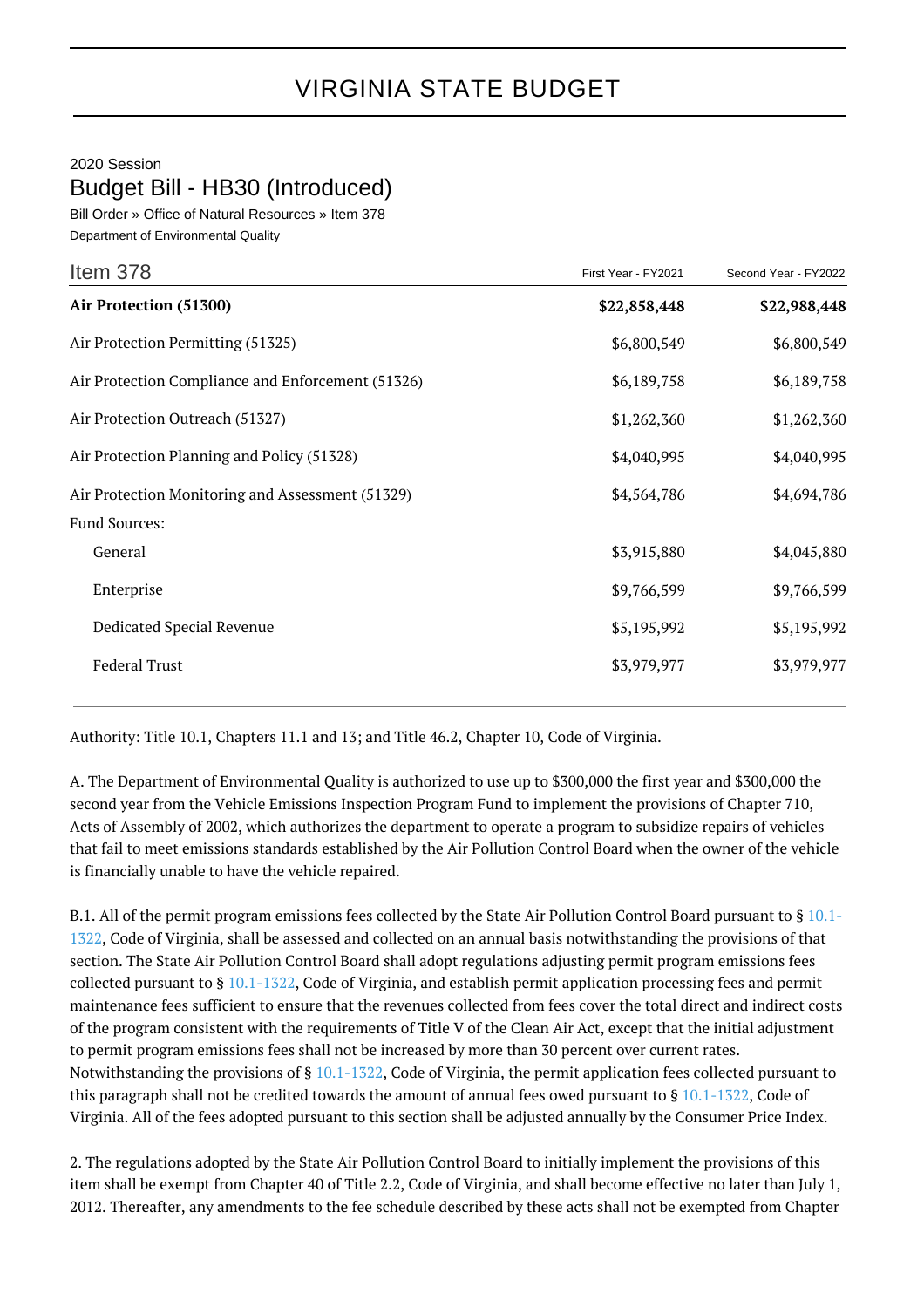# VIRGINIA STATE BUDGET

2020 Session

## Budget Bill - HB30 (Introduced)

Bill Order » Office of Natural Resources » Item 378

Department of Environmental Quality

| Item 378 | First Year - FY2021 | Second Year - FY2022 |
|---|---|---|
| **Air Protection (51300)** | **$22,858,448** | **$22,988,448** |
| Air Protection Permitting (51325) | $6,800,549 | $6,800,549 |
| Air Protection Compliance and Enforcement (51326) | $6,189,758 | $6,189,758 |
| Air Protection Outreach (51327) | $1,262,360 | $1,262,360 |
| Air Protection Planning and Policy (51328) | $4,040,995 | $4,040,995 |
| Air Protection Monitoring and Assessment (51329) | $4,564,786 | $4,694,786 |
| Fund Sources: | | |
| General | $3,915,880 | $4,045,880 |
| Enterprise | $9,766,599 | $9,766,599 |
| Dedicated Special Revenue | $5,195,992 | $5,195,992 |
| Federal Trust | $3,979,977 | $3,979,977 |

Authority: Title 10.1, Chapters 11.1 and 13; and Title 46.2, Chapter 10, Code of Virginia.

A. The Department of Environmental Quality is authorized to use up to $300,000 the first year and $300,000 the second year from the Vehicle Emissions Inspection Program Fund to implement the provisions of Chapter 710, Acts of Assembly of 2002, which authorizes the department to operate a program to subsidize repairs of vehicles that fail to meet emissions standards established by the Air Pollution Control Board when the owner of the vehicle is financially unable to have the vehicle repaired.

B.1. All of the permit program emissions fees collected by the State Air Pollution Control Board pursuant to § 10.1-1322, Code of Virginia, shall be assessed and collected on an annual basis notwithstanding the provisions of that section. The State Air Pollution Control Board shall adopt regulations adjusting permit program emissions fees collected pursuant to 10.1-1322, Code of Virginia, and establish permit application processing fees and permit maintenance fees sufficient to ensure that the revenues collected from fees cover the total direct and indirect costs of the program consistent with the requirements of Title V of the Clean Air Act, except that the initial adjustment to permit program emissions fees shall not be increased by more than 30 percent over current rates. Notwithstanding the provisions of § 10.1-1322, Code of Virginia, the permit application fees collected pursuant to this paragraph shall not be credited towards the amount of annual fees owed pursuant to § 10.1-1322, Code of Virginia. All of the fees adopted pursuant to this section shall be adjusted annually by the Consumer Price Index.

2. The regulations adopted by the State Air Pollution Control Board to initially implement the provisions of this item shall be exempt from Chapter 40 of Title 2.2, Code of Virginia, and shall become effective no later than July 1, 2012. Thereafter, any amendments to the fee schedule described by these acts shall not be exempted from Chapter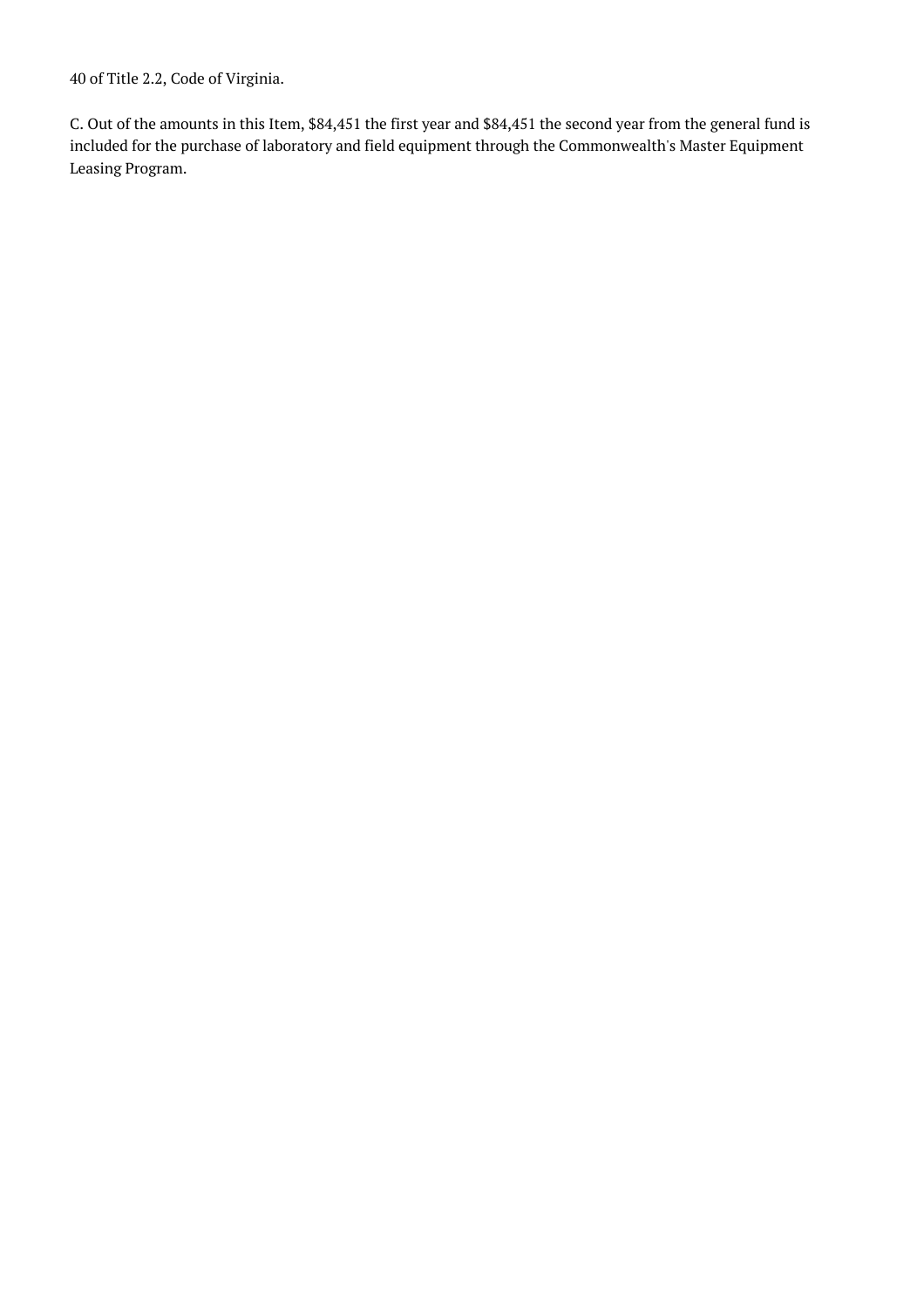40 of Title 2.2, Code of Virginia.

C. Out of the amounts in this Item, $84,451 the first year and $84,451 the second year from the general fund is included for the purchase of laboratory and field equipment through the Commonwealth's Master Equipment Leasing Program.